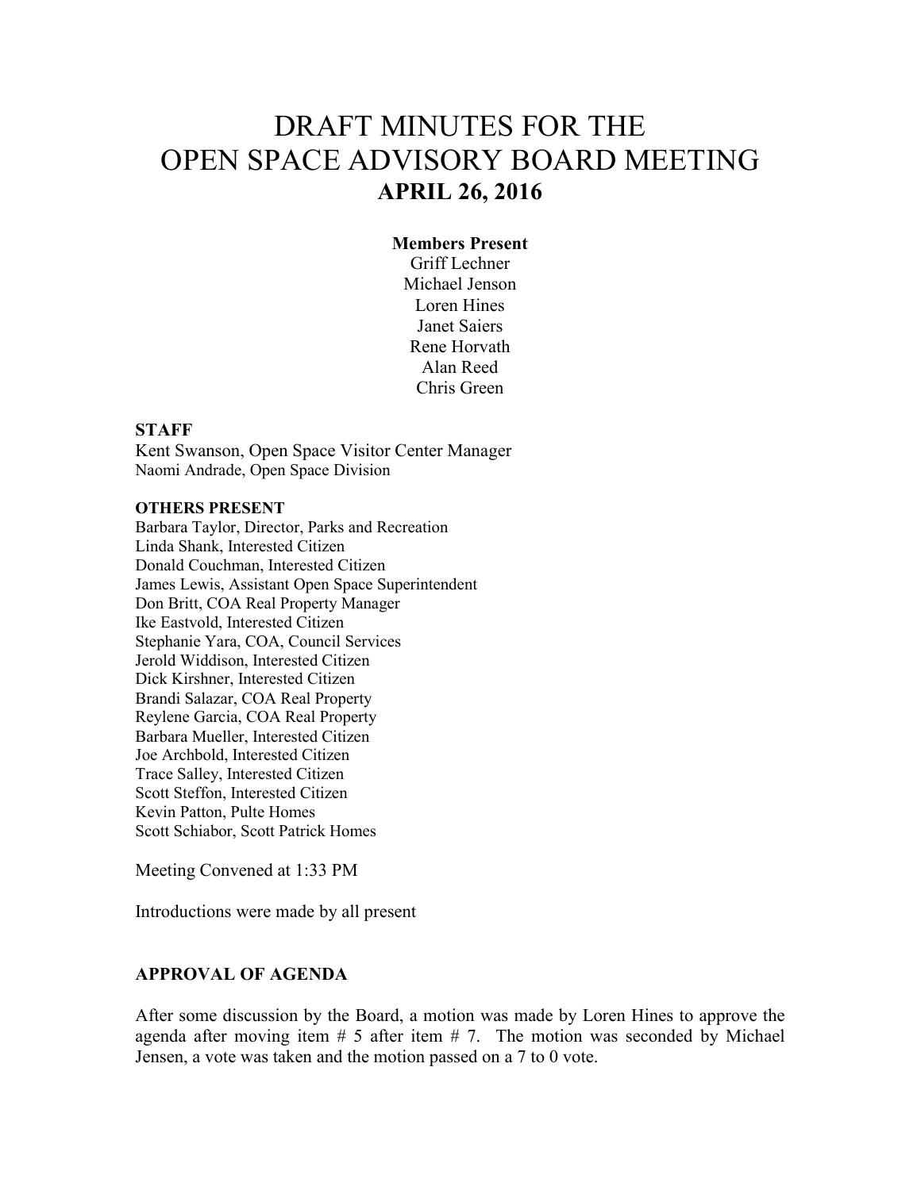# DRAFT MINUTES FOR THE OPEN SPACE ADVISORY BOARD MEETING

## APRIL 26, 2016

**Members Present**

Griff Lechner
Michael Jenson
Loren Hines
Janet Saiers
Rene Horvath
Alan Reed
Chris Green

**STAFF**

Kent Swanson, Open Space Visitor Center Manager
Naomi Andrade, Open Space Division

**OTHERS PRESENT**

Barbara Taylor, Director, Parks and Recreation
Linda Shank, Interested Citizen
Donald Couchman, Interested Citizen
James Lewis, Assistant Open Space Superintendent
Don Britt, COA Real Property Manager
Ike Eastvold, Interested Citizen
Stephanie Yara, COA, Council Services
Jerold Widdison, Interested Citizen
Dick Kirshner, Interested Citizen
Brandi Salazar, COA Real Property
Reylene Garcia, COA Real Property
Barbara Mueller, Interested Citizen
Joe Archbold, Interested Citizen
Trace Salley, Interested Citizen
Scott Steffon, Interested Citizen
Kevin Patton, Pulte Homes
Scott Schiabor, Scott Patrick Homes

Meeting Convened at 1:33 PM

Introductions were made by all present

**APPROVAL OF AGENDA**

After some discussion by the Board, a motion was made by Loren Hines to approve the agenda after moving item # 5 after item # 7. The motion was seconded by Michael Jensen, a vote was taken and the motion passed on a 7 to 0 vote.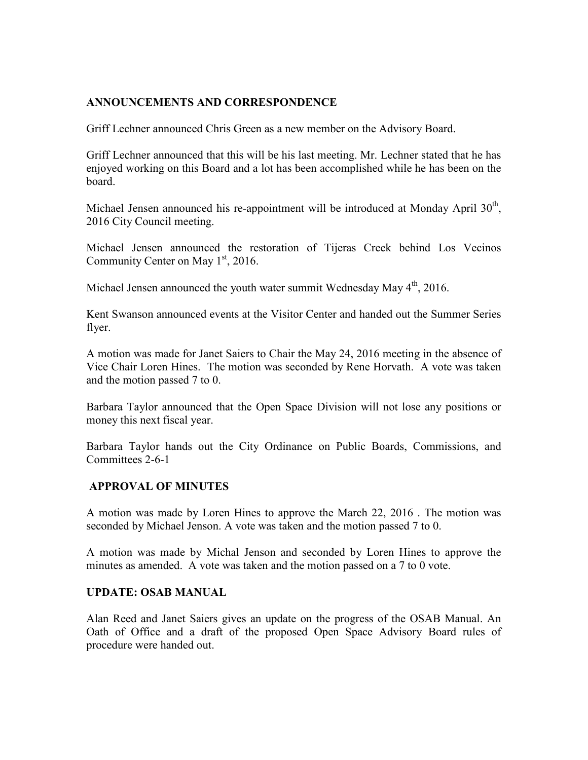## ANNOUNCEMENTS AND CORRESPONDENCE

Griff Lechner announced Chris Green as a new member on the Advisory Board.

Griff Lechner announced that this will be his last meeting. Mr. Lechner stated that he has enjoyed working on this Board and a lot has been accomplished while he has been on the board.

Michael Jensen announced his re-appointment will be introduced at Monday April 30th, 2016 City Council meeting.

Michael Jensen announced the restoration of Tijeras Creek behind Los Vecinos Community Center on May 1st, 2016.

Michael Jensen announced the youth water summit Wednesday May 4th, 2016.

Kent Swanson announced events at the Visitor Center and handed out the Summer Series flyer.

A motion was made for Janet Saiers to Chair the May 24, 2016 meeting in the absence of Vice Chair Loren Hines. The motion was seconded by Rene Horvath. A vote was taken and the motion passed 7 to 0.

Barbara Taylor announced that the Open Space Division will not lose any positions or money this next fiscal year.

Barbara Taylor hands out the City Ordinance on Public Boards, Commissions, and Committees 2-6-1

## APPROVAL OF MINUTES

A motion was made by Loren Hines to approve the March 22, 2016 . The motion was seconded by Michael Jenson. A vote was taken and the motion passed 7 to 0.

A motion was made by Michal Jenson and seconded by Loren Hines to approve the minutes as amended. A vote was taken and the motion passed on a 7 to 0 vote.

## UPDATE: OSAB MANUAL

Alan Reed and Janet Saiers gives an update on the progress of the OSAB Manual. An Oath of Office and a draft of the proposed Open Space Advisory Board rules of procedure were handed out.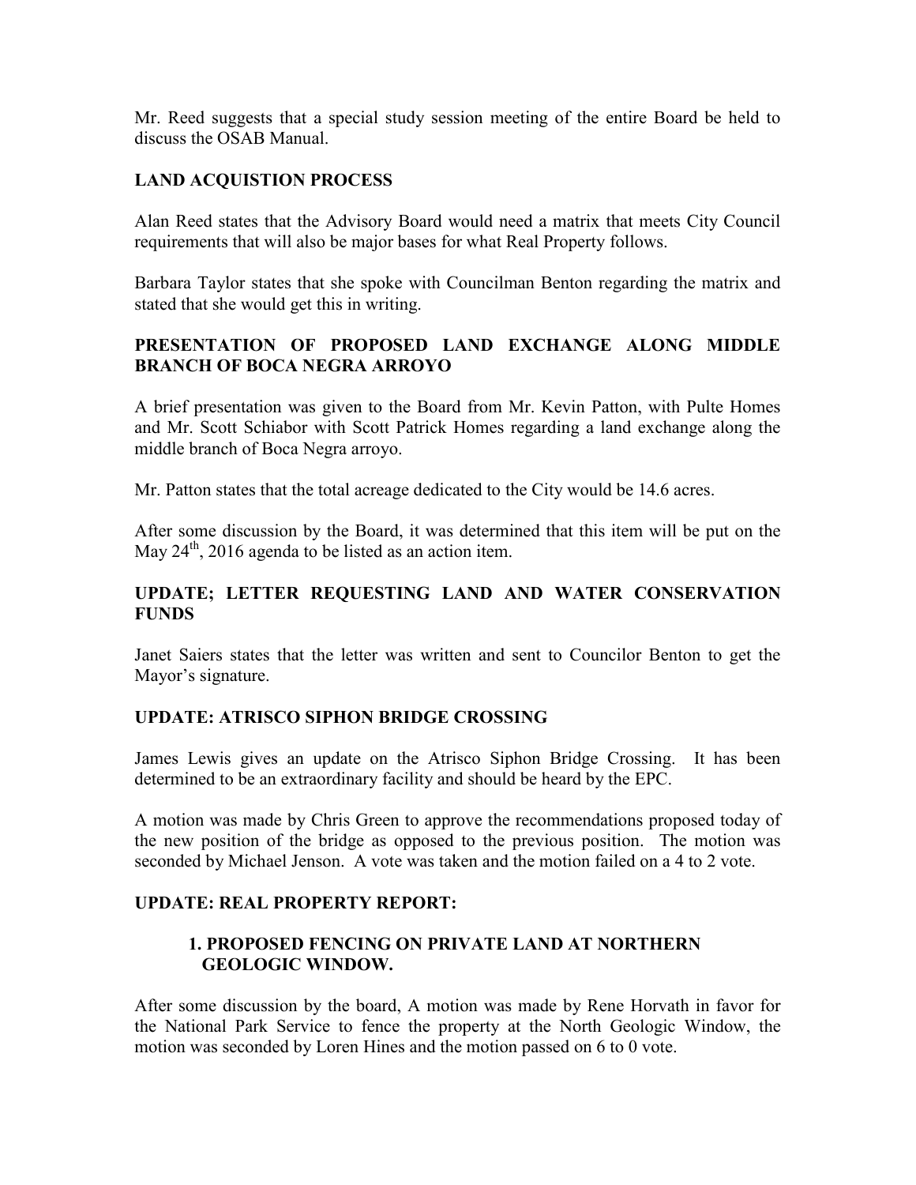Mr. Reed suggests that a special study session meeting of the entire Board be held to discuss the OSAB Manual.

## LAND ACQUISTION PROCESS

Alan Reed states that the Advisory Board would need a matrix that meets City Council requirements that will also be major bases for what Real Property follows.

Barbara Taylor states that she spoke with Councilman Benton regarding the matrix and stated that she would get this in writing.

## PRESENTATION OF PROPOSED LAND EXCHANGE ALONG MIDDLE BRANCH OF BOCA NEGRA ARROYO

A brief presentation was given to the Board from Mr. Kevin Patton, with Pulte Homes and Mr. Scott Schiabor with Scott Patrick Homes regarding a land exchange along the middle branch of Boca Negra arroyo.

Mr. Patton states that the total acreage dedicated to the City would be 14.6 acres.

After some discussion by the Board, it was determined that this item will be put on the May 24th, 2016 agenda to be listed as an action item.

## UPDATE; LETTER REQUESTING LAND AND WATER CONSERVATION FUNDS

Janet Saiers states that the letter was written and sent to Councilor Benton to get the Mayor's signature.

## UPDATE: ATRISCO SIPHON BRIDGE CROSSING

James Lewis gives an update on the Atrisco Siphon Bridge Crossing. It has been determined to be an extraordinary facility and should be heard by the EPC.

A motion was made by Chris Green to approve the recommendations proposed today of the new position of the bridge as opposed to the previous position. The motion was seconded by Michael Jenson. A vote was taken and the motion failed on a 4 to 2 vote.

## UPDATE: REAL PROPERTY REPORT:

### 1. PROPOSED FENCING ON PRIVATE LAND AT NORTHERN GEOLOGIC WINDOW.

After some discussion by the board, A motion was made by Rene Horvath in favor for the National Park Service to fence the property at the North Geologic Window, the motion was seconded by Loren Hines and the motion passed on 6 to 0 vote.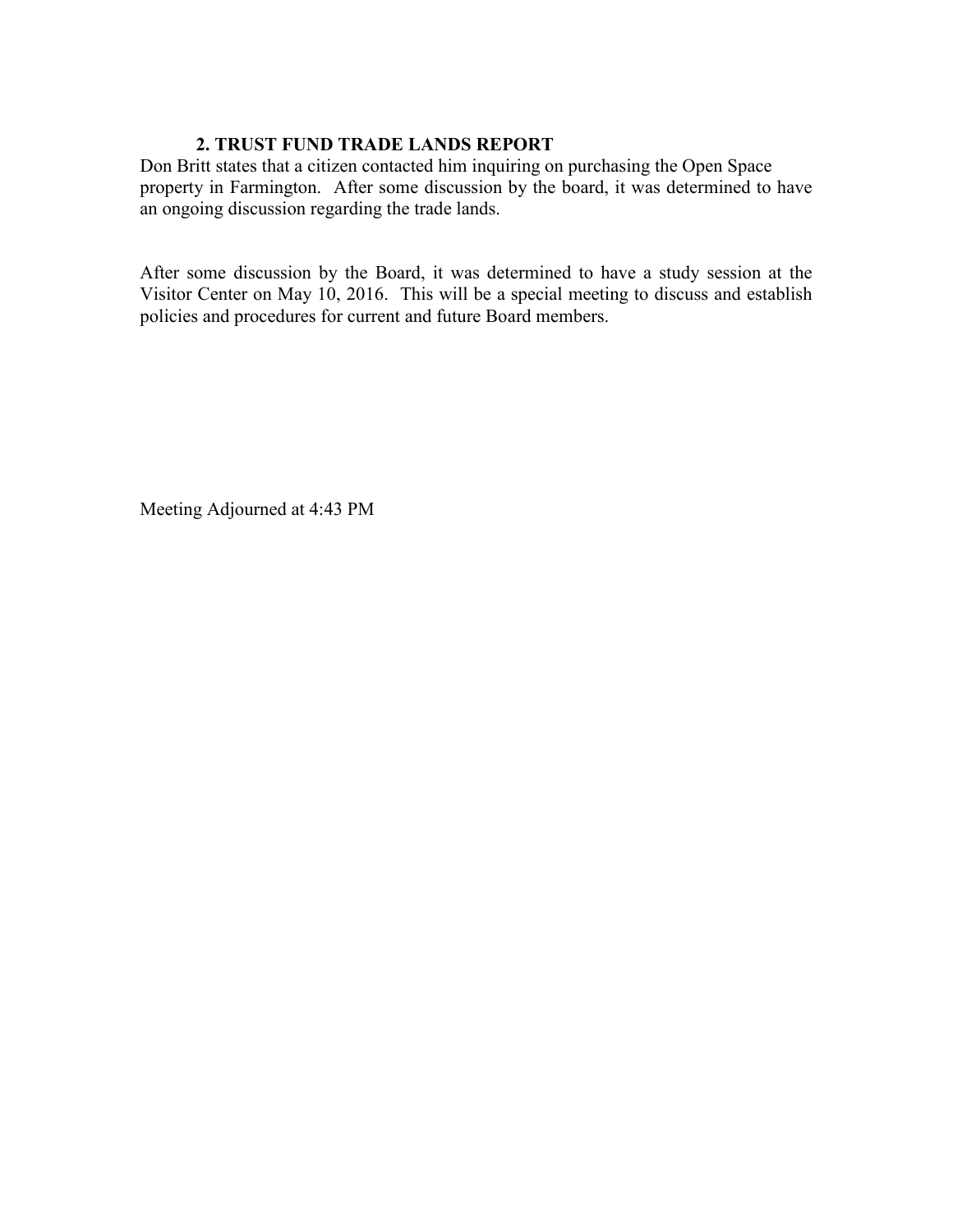### 2. TRUST FUND TRADE LANDS REPORT

Don Britt states that a citizen contacted him inquiring on purchasing the Open Space property in Farmington. After some discussion by the board, it was determined to have an ongoing discussion regarding the trade lands.

After some discussion by the Board, it was determined to have a study session at the Visitor Center on May 10, 2016. This will be a special meeting to discuss and establish policies and procedures for current and future Board members.

Meeting Adjourned at 4:43 PM